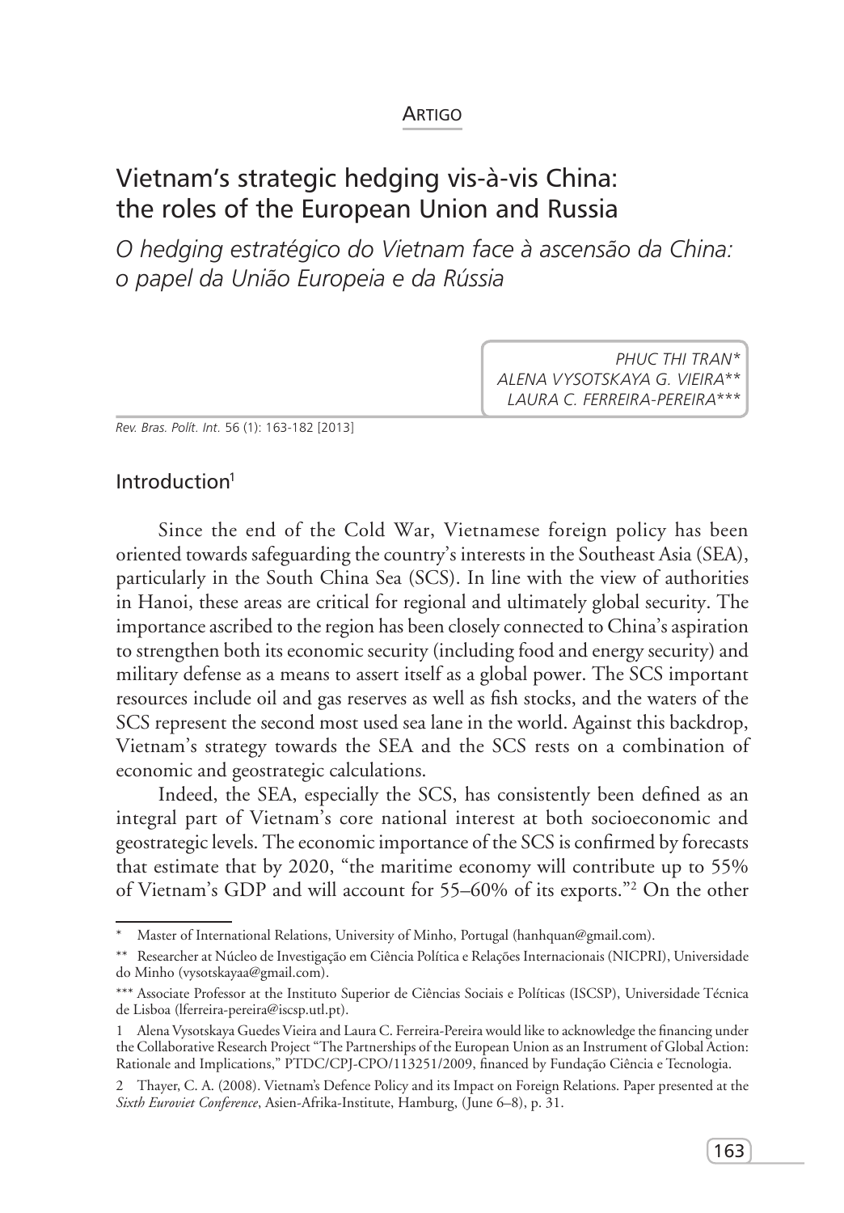Artigo

# Vietnam's strategic hedging vis-à-vis China: the roles of the European Union and Russia

*O hedging estratégico do Vietnam face à ascensão da China: o papel da União Europeia e da Rússia*

*Phuc Thi Tran\**
*Alena Vysotskaya G. Vieira\*\**
*Laura C. Ferreira-Pereira\*\*\**

## Introduction[1]

Since the end of the Cold War, Vietnamese foreign policy has been oriented towards safeguarding the country's interests in the Southeast Asia (SEA), particularly in the South China Sea (SCS). In line with the view of authorities in Hanoi, these areas are critical for regional and ultimately global security. The importance ascribed to the region has been closely connected to China's aspiration to strengthen both its economic security (including food and energy security) and military defense as a means to assert itself as a global power. The SCS important resources include oil and gas reserves as well as fish stocks, and the waters of the SCS represent the second most used sea lane in the world. Against this backdrop, Vietnam's strategy towards the SEA and the SCS rests on a combination of economic and geostrategic calculations.

Indeed, the SEA, especially the SCS, has consistently been defined as an integral part of Vietnam's core national interest at both socioeconomic and geostrategic levels. The economic importance of the SCS is confirmed by forecasts that estimate that by 2020, "the maritime economy will contribute up to 55% of Vietnam's GDP and will account for 55–60% of its exports."[2] On the other

---

\* Master of International Relations, University of Minho, Portugal (hanhquan@gmail.com).

\*\* Researcher at Núcleo de Investigação em Ciência Política e Relações Internacionais (NICPRI), Universidade do Minho (vysotskayaa@gmail.com).

\*\*\* Associate Professor at the Instituto Superior de Ciências Sociais e Políticas (ISCSP), Universidade Técnica de Lisboa (lferreira-pereira@iscsp.utl.pt).

1 Alena Vysotskaya Guedes Vieira and Laura C. Ferreira-Pereira would like to acknowledge the financing under the Collaborative Research Project "The Partnerships of the European Union as an Instrument of Global Action: Rationale and Implications," PTDC/CPJ-CPO/113251/2009, financed by Fundação Ciência e Tecnologia.

2 Thayer, C. A. (2008). Vietnam's Defence Policy and its Impact on Foreign Relations. Paper presented at the *Sixth Euroviet Conference*, Asien-Afrika-Institute, Hamburg, (June 6–8), p. 31.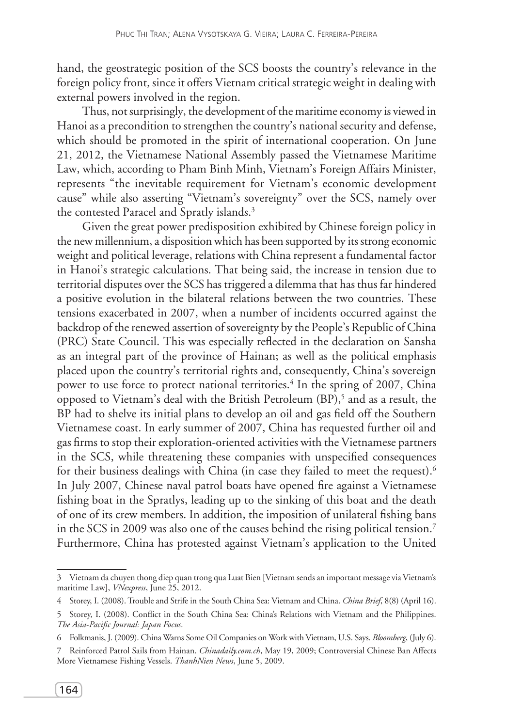hand, the geostrategic position of the SCS boosts the country's relevance in the foreign policy front, since it offers Vietnam critical strategic weight in dealing with external powers involved in the region.

Thus, not surprisingly, the development of the maritime economy is viewed in Hanoi as a precondition to strengthen the country's national security and defense, which should be promoted in the spirit of international cooperation. On June 21, 2012, the Vietnamese National Assembly passed the Vietnamese Maritime Law, which, according to Pham Binh Minh, Vietnam's Foreign Affairs Minister, represents "the inevitable requirement for Vietnam's economic development cause" while also asserting "Vietnam's sovereignty" over the SCS, namely over the contested Paracel and Spratly islands.[3]

Given the great power predisposition exhibited by Chinese foreign policy in the new millennium, a disposition which has been supported by its strong economic weight and political leverage, relations with China represent a fundamental factor in Hanoi's strategic calculations. That being said, the increase in tension due to territorial disputes over the SCS has triggered a dilemma that has thus far hindered a positive evolution in the bilateral relations between the two countries. These tensions exacerbated in 2007, when a number of incidents occurred against the backdrop of the renewed assertion of sovereignty by the People's Republic of China (PRC) State Council. This was especially reflected in the declaration on Sansha as an integral part of the province of Hainan; as well as the political emphasis placed upon the country's territorial rights and, consequently, China's sovereign power to use force to protect national territories.[4] In the spring of 2007, China opposed to Vietnam's deal with the British Petroleum (BP),[5] and as a result, the BP had to shelve its initial plans to develop an oil and gas field off the Southern Vietnamese coast. In early summer of 2007, China has requested further oil and gas firms to stop their exploration-oriented activities with the Vietnamese partners in the SCS, while threatening these companies with unspecified consequences for their business dealings with China (in case they failed to meet the request).[6] In July 2007, Chinese naval patrol boats have opened fire against a Vietnamese fishing boat in the Spratlys, leading up to the sinking of this boat and the death of one of its crew members. In addition, the imposition of unilateral fishing bans in the SCS in 2009 was also one of the causes behind the rising political tension.[7] Furthermore, China has protested against Vietnam's application to the United

---

3 Vietnam da chuyen thong diep quan trong qua Luat Bien [Vietnam sends an important message via Vietnam's maritime Law], *VNexpress*, June 25, 2012.

4 Storey, I. (2008). Trouble and Strife in the South China Sea: Vietnam and China. *China Brief*, 8(8) (April 16).

5 Storey, I. (2008). Conflict in the South China Sea: China's Relations with Vietnam and the Philippines. *The Asia-Pacific Journal: Japan Focus*.

6 Folkmanis, J. (2009). China Warns Some Oil Companies on Work with Vietnam, U.S. Says. *Bloomberg*, (July 6).

7 Reinforced Patrol Sails from Hainan. *Chinadaily.com.ch*, May 19, 2009; Controversial Chinese Ban Affects More Vietnamese Fishing Vessels. *ThanhNien News*, June 5, 2009.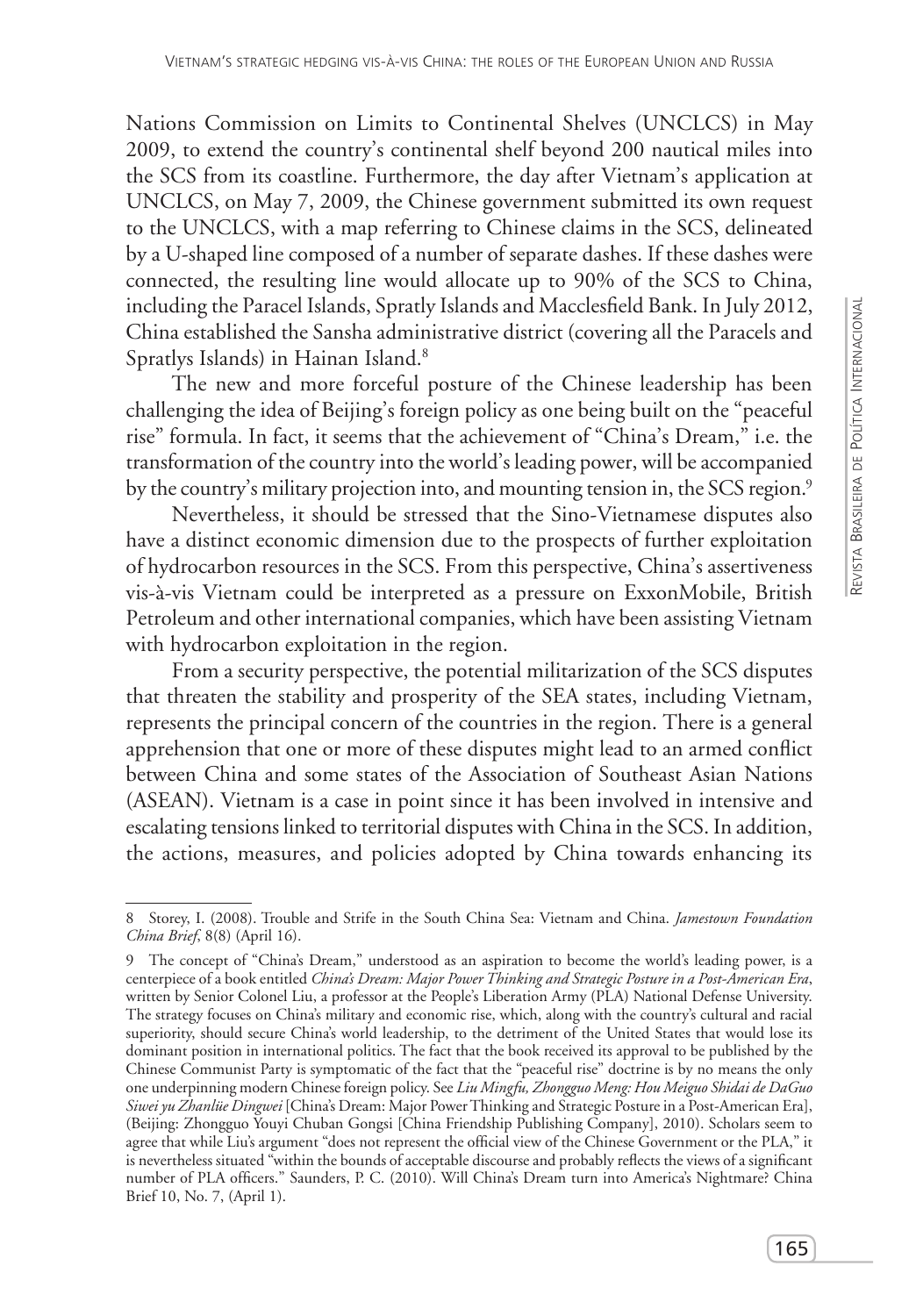Nations Commission on Limits to Continental Shelves (UNCLCS) in May 2009, to extend the country's continental shelf beyond 200 nautical miles into the SCS from its coastline. Furthermore, the day after Vietnam's application at UNCLCS, on May 7, 2009, the Chinese government submitted its own request to the UNCLCS, with a map referring to Chinese claims in the SCS, delineated by a U-shaped line composed of a number of separate dashes. If these dashes were connected, the resulting line would allocate up to 90% of the SCS to China, including the Paracel Islands, Spratly Islands and Macclesfield Bank. In July 2012, China established the Sansha administrative district (covering all the Paracels and Spratlys Islands) in Hainan Island.[8]

The new and more forceful posture of the Chinese leadership has been challenging the idea of Beijing's foreign policy as one being built on the "peaceful rise" formula. In fact, it seems that the achievement of "China's Dream," i.e. the transformation of the country into the world's leading power, will be accompanied by the country's military projection into, and mounting tension in, the SCS region.[9]

Nevertheless, it should be stressed that the Sino-Vietnamese disputes also have a distinct economic dimension due to the prospects of further exploitation of hydrocarbon resources in the SCS. From this perspective, China's assertiveness vis-à-vis Vietnam could be interpreted as a pressure on ExxonMobile, British Petroleum and other international companies, which have been assisting Vietnam with hydrocarbon exploitation in the region.

From a security perspective, the potential militarization of the SCS disputes that threaten the stability and prosperity of the SEA states, including Vietnam, represents the principal concern of the countries in the region. There is a general apprehension that one or more of these disputes might lead to an armed conflict between China and some states of the Association of Southeast Asian Nations (ASEAN). Vietnam is a case in point since it has been involved in intensive and escalating tensions linked to territorial disputes with China in the SCS. In addition, the actions, measures, and policies adopted by China towards enhancing its

---

8 Storey, I. (2008). Trouble and Strife in the South China Sea: Vietnam and China. *Jamestown Foundation China Brief*, 8(8) (April 16).

9 The concept of "China's Dream," understood as an aspiration to become the world's leading power, is a centerpiece of a book entitled *China's Dream: Major Power Thinking and Strategic Posture in a Post-American Era*, written by Senior Colonel Liu, a professor at the People's Liberation Army (PLA) National Defense University. The strategy focuses on China's military and economic rise, which, along with the country's cultural and racial superiority, should secure China's world leadership, to the detriment of the United States that would lose its dominant position in international politics. The fact that the book received its approval to be published by the Chinese Communist Party is symptomatic of the fact that the "peaceful rise" doctrine is by no means the only one underpinning modern Chinese foreign policy. See *Liu Mingfu, Zhongguo Meng: Hou Meiguo Shidai de DaGuo Siwei yu Zhanlüe Dingwei* [China's Dream: Major Power Thinking and Strategic Posture in a Post-American Era], (Beijing: Zhongguo Youyi Chuban Gongsi [China Friendship Publishing Company], 2010). Scholars seem to agree that while Liu's argument "does not represent the official view of the Chinese Government or the PLA," it is nevertheless situated "within the bounds of acceptable discourse and probably reflects the views of a significant number of PLA officers." Saunders, P. C. (2010). Will China's Dream turn into America's Nightmare? China Brief 10, No. 7, (April 1).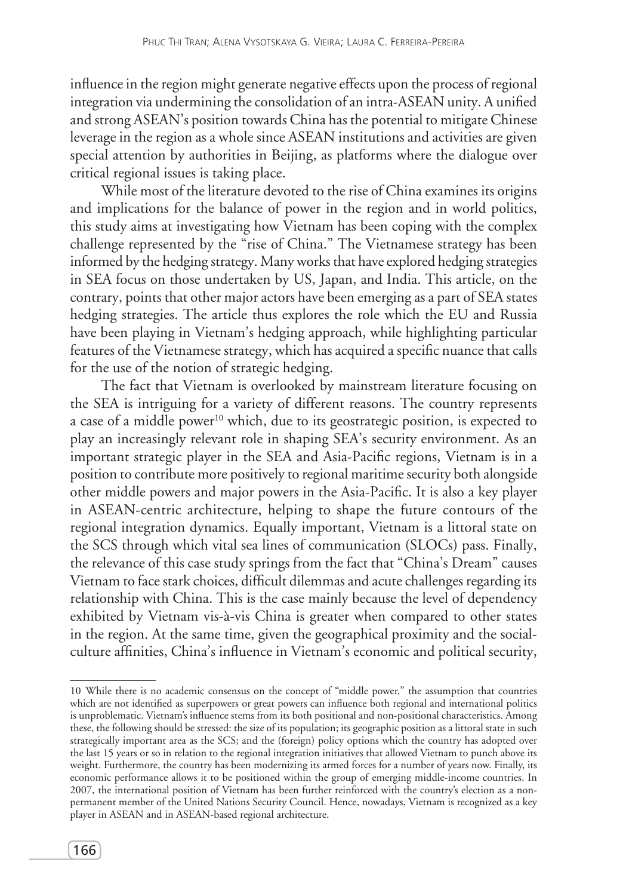influence in the region might generate negative effects upon the process of regional integration via undermining the consolidation of an intra-ASEAN unity. A unified and strong ASEAN's position towards China has the potential to mitigate Chinese leverage in the region as a whole since ASEAN institutions and activities are given special attention by authorities in Beijing, as platforms where the dialogue over critical regional issues is taking place.

While most of the literature devoted to the rise of China examines its origins and implications for the balance of power in the region and in world politics, this study aims at investigating how Vietnam has been coping with the complex challenge represented by the "rise of China." The Vietnamese strategy has been informed by the hedging strategy. Many works that have explored hedging strategies in SEA focus on those undertaken by US, Japan, and India. This article, on the contrary, points that other major actors have been emerging as a part of SEA states hedging strategies. The article thus explores the role which the EU and Russia have been playing in Vietnam's hedging approach, while highlighting particular features of the Vietnamese strategy, which has acquired a specific nuance that calls for the use of the notion of strategic hedging.

The fact that Vietnam is overlooked by mainstream literature focusing on the SEA is intriguing for a variety of different reasons. The country represents a case of a middle power[10] which, due to its geostrategic position, is expected to play an increasingly relevant role in shaping SEA's security environment. As an important strategic player in the SEA and Asia-Pacific regions, Vietnam is in a position to contribute more positively to regional maritime security both alongside other middle powers and major powers in the Asia-Pacific. It is also a key player in ASEAN-centric architecture, helping to shape the future contours of the regional integration dynamics. Equally important, Vietnam is a littoral state on the SCS through which vital sea lines of communication (SLOCs) pass. Finally, the relevance of this case study springs from the fact that "China's Dream" causes Vietnam to face stark choices, difficult dilemmas and acute challenges regarding its relationship with China. This is the case mainly because the level of dependency exhibited by Vietnam vis-à-vis China is greater when compared to other states in the region. At the same time, given the geographical proximity and the social-culture affinities, China's influence in Vietnam's economic and political security,

10 While there is no academic consensus on the concept of "middle power," the assumption that countries which are not identified as superpowers or great powers can influence both regional and international politics is unproblematic. Vietnam's influence stems from its both positional and non-positional characteristics. Among these, the following should be stressed: the size of its population; its geographic position as a littoral state in such strategically important area as the SCS; and the (foreign) policy options which the country has adopted over the last 15 years or so in relation to the regional integration initiatives that allowed Vietnam to punch above its weight. Furthermore, the country has been modernizing its armed forces for a number of years now. Finally, its economic performance allows it to be positioned within the group of emerging middle-income countries. In 2007, the international position of Vietnam has been further reinforced with the country's election as a non-permanent member of the United Nations Security Council. Hence, nowadays, Vietnam is recognized as a key player in ASEAN and in ASEAN-based regional architecture.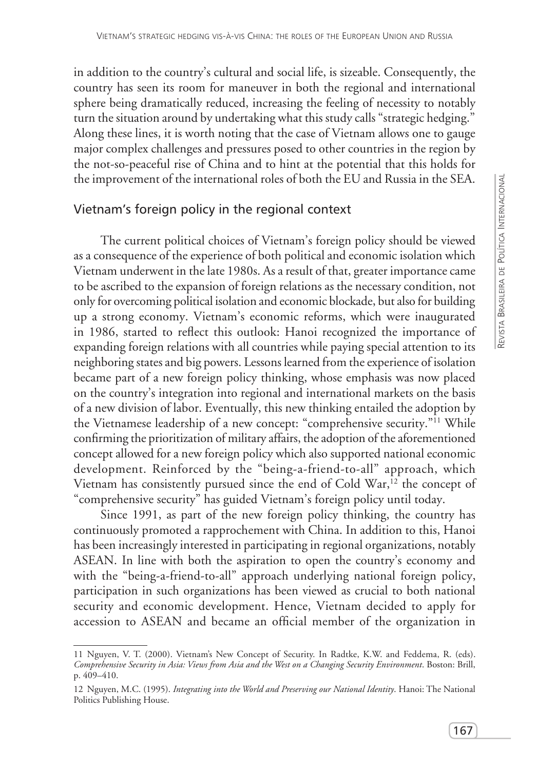in addition to the country's cultural and social life, is sizeable. Consequently, the country has seen its room for maneuver in both the regional and international sphere being dramatically reduced, increasing the feeling of necessity to notably turn the situation around by undertaking what this study calls "strategic hedging." Along these lines, it is worth noting that the case of Vietnam allows one to gauge major complex challenges and pressures posed to other countries in the region by the not-so-peaceful rise of China and to hint at the potential that this holds for the improvement of the international roles of both the EU and Russia in the SEA.

## Vietnam's foreign policy in the regional context

The current political choices of Vietnam's foreign policy should be viewed as a consequence of the experience of both political and economic isolation which Vietnam underwent in the late 1980s. As a result of that, greater importance came to be ascribed to the expansion of foreign relations as the necessary condition, not only for overcoming political isolation and economic blockade, but also for building up a strong economy. Vietnam's economic reforms, which were inaugurated in 1986, started to reflect this outlook: Hanoi recognized the importance of expanding foreign relations with all countries while paying special attention to its neighboring states and big powers. Lessons learned from the experience of isolation became part of a new foreign policy thinking, whose emphasis was now placed on the country's integration into regional and international markets on the basis of a new division of labor. Eventually, this new thinking entailed the adoption by the Vietnamese leadership of a new concept: "comprehensive security."[11] While confirming the prioritization of military affairs, the adoption of the aforementioned concept allowed for a new foreign policy which also supported national economic development. Reinforced by the "being-a-friend-to-all" approach, which Vietnam has consistently pursued since the end of Cold War,[12] the concept of "comprehensive security" has guided Vietnam's foreign policy until today.

Since 1991, as part of the new foreign policy thinking, the country has continuously promoted a rapprochement with China. In addition to this, Hanoi has been increasingly interested in participating in regional organizations, notably ASEAN. In line with both the aspiration to open the country's economy and with the "being-a-friend-to-all" approach underlying national foreign policy, participation in such organizations has been viewed as crucial to both national security and economic development. Hence, Vietnam decided to apply for accession to ASEAN and became an official member of the organization in

---

11 Nguyen, V. T. (2000). Vietnam's New Concept of Security. In Radtke, K.W. and Feddema, R. (eds). *Comprehensive Security in Asia: Views from Asia and the West on a Changing Security Environment*. Boston: Brill, p. 409–410.

12 Nguyen, M.C. (1995). *Integrating into the World and Preserving our National Identity*. Hanoi: The National Politics Publishing House.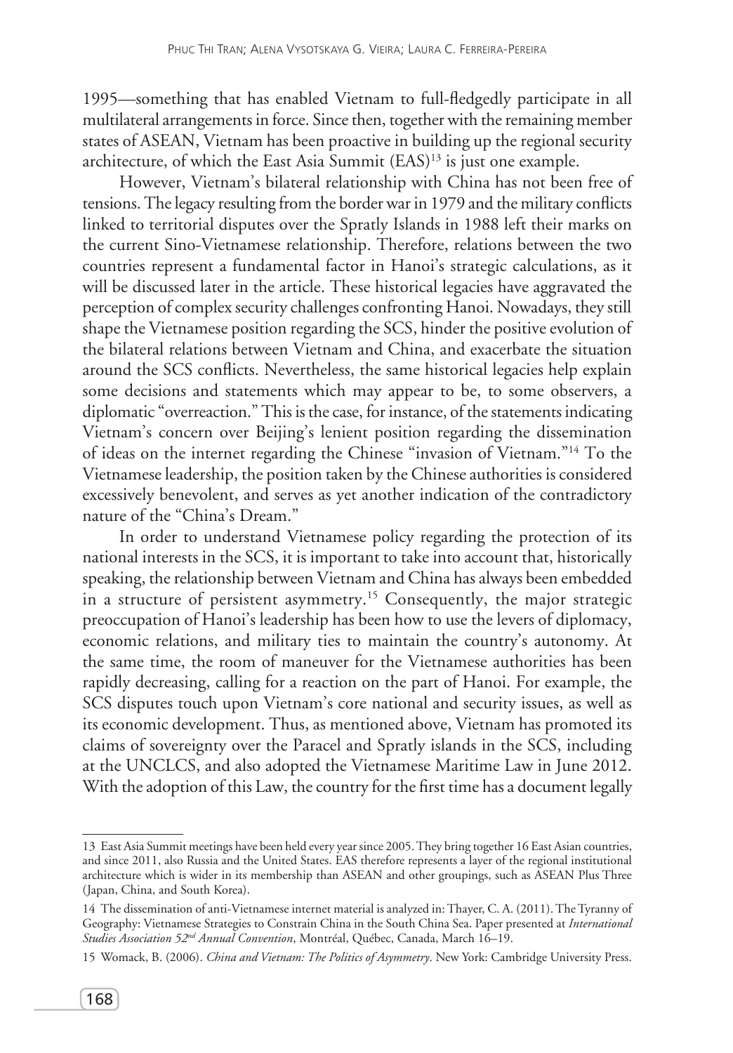1995—something that has enabled Vietnam to full-fledgedly participate in all multilateral arrangements in force. Since then, together with the remaining member states of ASEAN, Vietnam has been proactive in building up the regional security architecture, of which the East Asia Summit (EAS)[13] is just one example.

However, Vietnam's bilateral relationship with China has not been free of tensions. The legacy resulting from the border war in 1979 and the military conflicts linked to territorial disputes over the Spratly Islands in 1988 left their marks on the current Sino-Vietnamese relationship. Therefore, relations between the two countries represent a fundamental factor in Hanoi's strategic calculations, as it will be discussed later in the article. These historical legacies have aggravated the perception of complex security challenges confronting Hanoi. Nowadays, they still shape the Vietnamese position regarding the SCS, hinder the positive evolution of the bilateral relations between Vietnam and China, and exacerbate the situation around the SCS conflicts. Nevertheless, the same historical legacies help explain some decisions and statements which may appear to be, to some observers, a diplomatic "overreaction." This is the case, for instance, of the statements indicating Vietnam's concern over Beijing's lenient position regarding the dissemination of ideas on the internet regarding the Chinese "invasion of Vietnam."[14] To the Vietnamese leadership, the position taken by the Chinese authorities is considered excessively benevolent, and serves as yet another indication of the contradictory nature of the "China's Dream."

In order to understand Vietnamese policy regarding the protection of its national interests in the SCS, it is important to take into account that, historically speaking, the relationship between Vietnam and China has always been embedded in a structure of persistent asymmetry.[15] Consequently, the major strategic preoccupation of Hanoi's leadership has been how to use the levers of diplomacy, economic relations, and military ties to maintain the country's autonomy. At the same time, the room of maneuver for the Vietnamese authorities has been rapidly decreasing, calling for a reaction on the part of Hanoi. For example, the SCS disputes touch upon Vietnam's core national and security issues, as well as its economic development. Thus, as mentioned above, Vietnam has promoted its claims of sovereignty over the Paracel and Spratly islands in the SCS, including at the UNCLCS, and also adopted the Vietnamese Maritime Law in June 2012. With the adoption of this Law, the country for the first time has a document legally

---

13 East Asia Summit meetings have been held every year since 2005. They bring together 16 East Asian countries, and since 2011, also Russia and the United States. EAS therefore represents a layer of the regional institutional architecture which is wider in its membership than ASEAN and other groupings, such as ASEAN Plus Three (Japan, China, and South Korea).

14 The dissemination of anti-Vietnamese internet material is analyzed in: Thayer, C. A. (2011). The Tyranny of Geography: Vietnamese Strategies to Constrain China in the South China Sea. Paper presented at *International Studies Association 52nd Annual Convention*, Montréal, Québec, Canada, March 16–19.

15 Womack, B. (2006). *China and Vietnam: The Politics of Asymmetry*. New York: Cambridge University Press.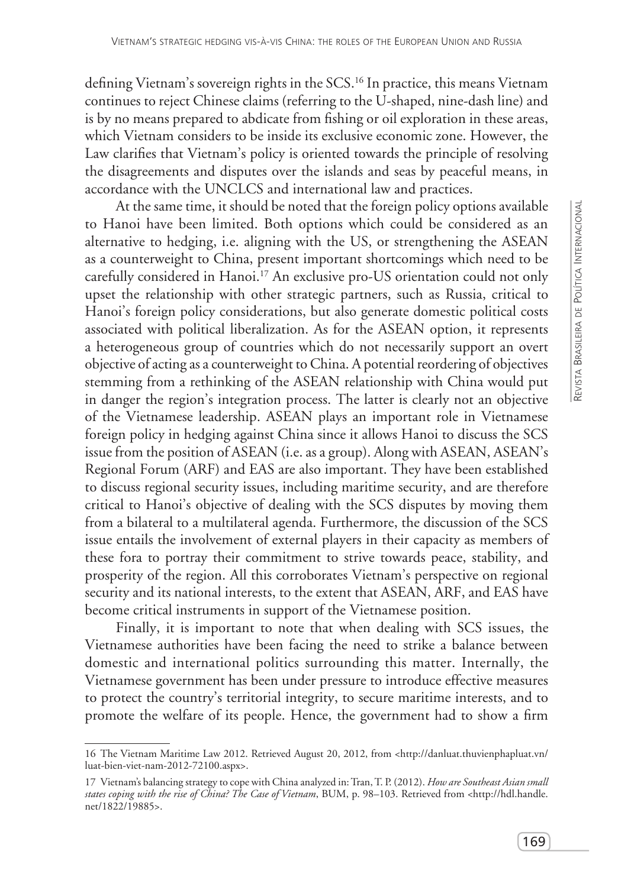defining Vietnam's sovereign rights in the SCS.[16] In practice, this means Vietnam continues to reject Chinese claims (referring to the U-shaped, nine-dash line) and is by no means prepared to abdicate from fishing or oil exploration in these areas, which Vietnam considers to be inside its exclusive economic zone. However, the Law clarifies that Vietnam's policy is oriented towards the principle of resolving the disagreements and disputes over the islands and seas by peaceful means, in accordance with the UNCLCS and international law and practices.

At the same time, it should be noted that the foreign policy options available to Hanoi have been limited. Both options which could be considered as an alternative to hedging, i.e. aligning with the US, or strengthening the ASEAN as a counterweight to China, present important shortcomings which need to be carefully considered in Hanoi.[17] An exclusive pro-US orientation could not only upset the relationship with other strategic partners, such as Russia, critical to Hanoi's foreign policy considerations, but also generate domestic political costs associated with political liberalization. As for the ASEAN option, it represents a heterogeneous group of countries which do not necessarily support an overt objective of acting as a counterweight to China. A potential reordering of objectives stemming from a rethinking of the ASEAN relationship with China would put in danger the region's integration process. The latter is clearly not an objective of the Vietnamese leadership. ASEAN plays an important role in Vietnamese foreign policy in hedging against China since it allows Hanoi to discuss the SCS issue from the position of ASEAN (i.e. as a group). Along with ASEAN, ASEAN's Regional Forum (ARF) and EAS are also important. They have been established to discuss regional security issues, including maritime security, and are therefore critical to Hanoi's objective of dealing with the SCS disputes by moving them from a bilateral to a multilateral agenda. Furthermore, the discussion of the SCS issue entails the involvement of external players in their capacity as members of these fora to portray their commitment to strive towards peace, stability, and prosperity of the region. All this corroborates Vietnam's perspective on regional security and its national interests, to the extent that ASEAN, ARF, and EAS have become critical instruments in support of the Vietnamese position.

Finally, it is important to note that when dealing with SCS issues, the Vietnamese authorities have been facing the need to strike a balance between domestic and international politics surrounding this matter. Internally, the Vietnamese government has been under pressure to introduce effective measures to protect the country's territorial integrity, to secure maritime interests, and to promote the welfare of its people. Hence, the government had to show a firm

---

16 The Vietnam Maritime Law 2012. Retrieved August 20, 2012, from <http://danluat.thuvienphapluat.vn/luat-bien-viet-nam-2012-72100.aspx>.

17 Vietnam's balancing strategy to cope with China analyzed in: Tran, T. P. (2012). *How are Southeast Asian small states coping with the rise of China? The Case of Vietnam*, BUM, p. 98–103. Retrieved from <http://hdl.handle.net/1822/19885>.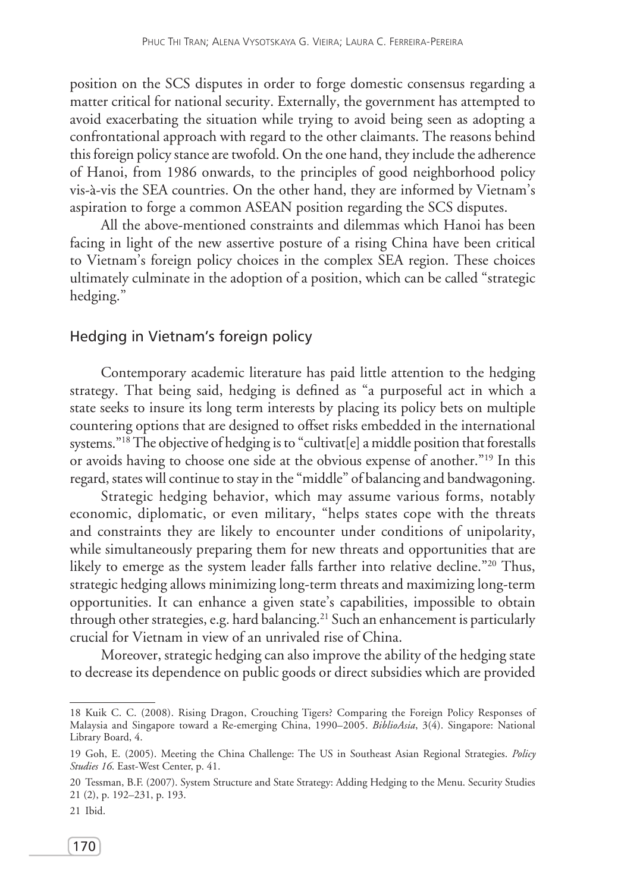position on the SCS disputes in order to forge domestic consensus regarding a matter critical for national security. Externally, the government has attempted to avoid exacerbating the situation while trying to avoid being seen as adopting a confrontational approach with regard to the other claimants. The reasons behind this foreign policy stance are twofold. On the one hand, they include the adherence of Hanoi, from 1986 onwards, to the principles of good neighborhood policy vis-à-vis the SEA countries. On the other hand, they are informed by Vietnam's aspiration to forge a common ASEAN position regarding the SCS disputes.

All the above-mentioned constraints and dilemmas which Hanoi has been facing in light of the new assertive posture of a rising China have been critical to Vietnam's foreign policy choices in the complex SEA region. These choices ultimately culminate in the adoption of a position, which can be called "strategic hedging."

## Hedging in Vietnam's foreign policy

Contemporary academic literature has paid little attention to the hedging strategy. That being said, hedging is defined as "a purposeful act in which a state seeks to insure its long term interests by placing its policy bets on multiple countering options that are designed to offset risks embedded in the international systems."[18] The objective of hedging is to "cultivat[e] a middle position that forestalls or avoids having to choose one side at the obvious expense of another."[19] In this regard, states will continue to stay in the "middle" of balancing and bandwagoning.

Strategic hedging behavior, which may assume various forms, notably economic, diplomatic, or even military, "helps states cope with the threats and constraints they are likely to encounter under conditions of unipolarity, while simultaneously preparing them for new threats and opportunities that are likely to emerge as the system leader falls farther into relative decline."[20] Thus, strategic hedging allows minimizing long-term threats and maximizing long-term opportunities. It can enhance a given state's capabilities, impossible to obtain through other strategies, e.g. hard balancing.[21] Such an enhancement is particularly crucial for Vietnam in view of an unrivaled rise of China.

Moreover, strategic hedging can also improve the ability of the hedging state to decrease its dependence on public goods or direct subsidies which are provided

---

18 Kuik C. C. (2008). Rising Dragon, Crouching Tigers? Comparing the Foreign Policy Responses of Malaysia and Singapore toward a Re-emerging China, 1990–2005. *BiblioAsia*, 3(4). Singapore: National Library Board, 4.

19 Goh, E. (2005). Meeting the China Challenge: The US in Southeast Asian Regional Strategies. *Policy Studies 16*. East-West Center, p. 41.

20 Tessman, B.F. (2007). System Structure and State Strategy: Adding Hedging to the Menu. Security Studies 21 (2), p. 192–231, p. 193.

21 Ibid.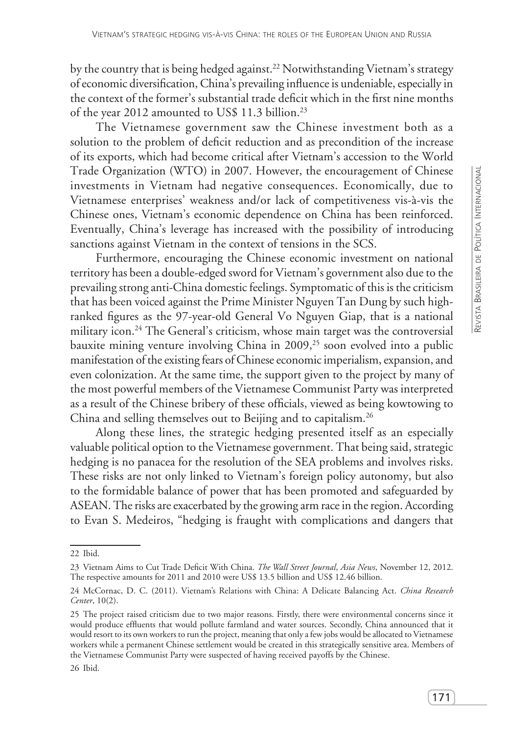by the country that is being hedged against.[22] Notwithstanding Vietnam's strategy of economic diversification, China's prevailing influence is undeniable, especially in the context of the former's substantial trade deficit which in the first nine months of the year 2012 amounted to US$ 11.3 billion.[23]

The Vietnamese government saw the Chinese investment both as a solution to the problem of deficit reduction and as precondition of the increase of its exports, which had become critical after Vietnam's accession to the World Trade Organization (WTO) in 2007. However, the encouragement of Chinese investments in Vietnam had negative consequences. Economically, due to Vietnamese enterprises' weakness and/or lack of competitiveness vis-à-vis the Chinese ones, Vietnam's economic dependence on China has been reinforced. Eventually, China's leverage has increased with the possibility of introducing sanctions against Vietnam in the context of tensions in the SCS.

Furthermore, encouraging the Chinese economic investment on national territory has been a double-edged sword for Vietnam's government also due to the prevailing strong anti-China domestic feelings. Symptomatic of this is the criticism that has been voiced against the Prime Minister Nguyen Tan Dung by such high-ranked figures as the 97-year-old General Vo Nguyen Giap, that is a national military icon.[24] The General's criticism, whose main target was the controversial bauxite mining venture involving China in 2009,[25] soon evolved into a public manifestation of the existing fears of Chinese economic imperialism, expansion, and even colonization. At the same time, the support given to the project by many of the most powerful members of the Vietnamese Communist Party was interpreted as a result of the Chinese bribery of these officials, viewed as being kowtowing to China and selling themselves out to Beijing and to capitalism.[26]

Along these lines, the strategic hedging presented itself as an especially valuable political option to the Vietnamese government. That being said, strategic hedging is no panacea for the resolution of the SEA problems and involves risks. These risks are not only linked to Vietnam's foreign policy autonomy, but also to the formidable balance of power that has been promoted and safeguarded by ASEAN. The risks are exacerbated by the growing arm race in the region. According to Evan S. Medeiros, "hedging is fraught with complications and dangers that

---

22 Ibid.

23 Vietnam Aims to Cut Trade Deficit With China. *The Wall Street Journal*, *Asia News*, November 12, 2012. The respective amounts for 2011 and 2010 were US$ 13.5 billion and US$ 12.46 billion.

24 McCornac, D. C. (2011). Vietnam's Relations with China: A Delicate Balancing Act. *China Research Center*, 10(2).

25 The project raised criticism due to two major reasons. Firstly, there were environmental concerns since it would produce effluents that would pollute farmland and water sources. Secondly, China announced that it would resort to its own workers to run the project, meaning that only a few jobs would be allocated to Vietnamese workers while a permanent Chinese settlement would be created in this strategically sensitive area. Members of the Vietnamese Communist Party were suspected of having received payoffs by the Chinese.

26 Ibid.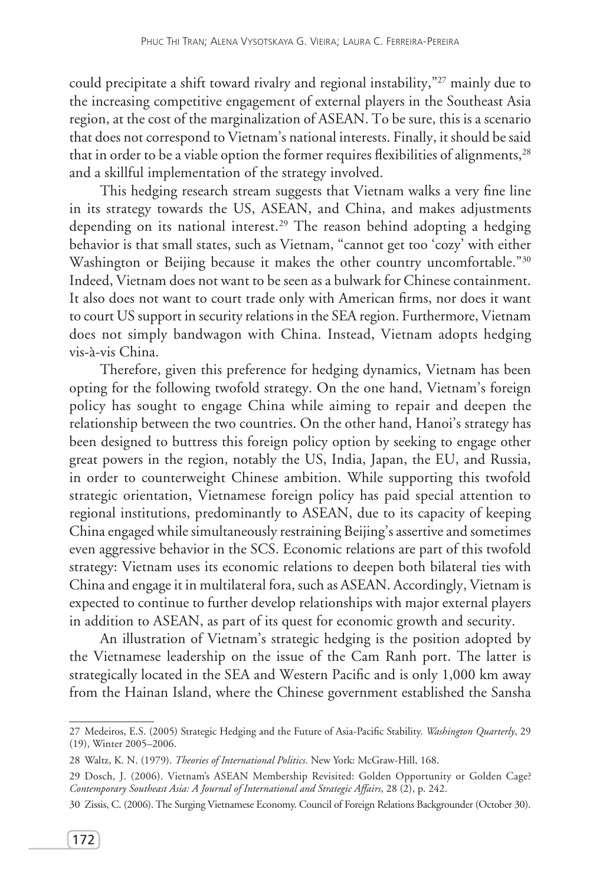could precipitate a shift toward rivalry and regional instability,"[27] mainly due to the increasing competitive engagement of external players in the Southeast Asia region, at the cost of the marginalization of ASEAN. To be sure, this is a scenario that does not correspond to Vietnam's national interests. Finally, it should be said that in order to be a viable option the former requires flexibilities of alignments,[28] and a skillful implementation of the strategy involved.

This hedging research stream suggests that Vietnam walks a very fine line in its strategy towards the US, ASEAN, and China, and makes adjustments depending on its national interest.[29] The reason behind adopting a hedging behavior is that small states, such as Vietnam, "cannot get too 'cozy' with either Washington or Beijing because it makes the other country uncomfortable."[30] Indeed, Vietnam does not want to be seen as a bulwark for Chinese containment. It also does not want to court trade only with American firms, nor does it want to court US support in security relations in the SEA region. Furthermore, Vietnam does not simply bandwagon with China. Instead, Vietnam adopts hedging vis-à-vis China.

Therefore, given this preference for hedging dynamics, Vietnam has been opting for the following twofold strategy. On the one hand, Vietnam's foreign policy has sought to engage China while aiming to repair and deepen the relationship between the two countries. On the other hand, Hanoi's strategy has been designed to buttress this foreign policy option by seeking to engage other great powers in the region, notably the US, India, Japan, the EU, and Russia, in order to counterweight Chinese ambition. While supporting this twofold strategic orientation, Vietnamese foreign policy has paid special attention to regional institutions, predominantly to ASEAN, due to its capacity of keeping China engaged while simultaneously restraining Beijing's assertive and sometimes even aggressive behavior in the SCS. Economic relations are part of this twofold strategy: Vietnam uses its economic relations to deepen both bilateral ties with China and engage it in multilateral fora, such as ASEAN. Accordingly, Vietnam is expected to continue to further develop relationships with major external players in addition to ASEAN, as part of its quest for economic growth and security.

An illustration of Vietnam's strategic hedging is the position adopted by the Vietnamese leadership on the issue of the Cam Ranh port. The latter is strategically located in the SEA and Western Pacific and is only 1,000 km away from the Hainan Island, where the Chinese government established the Sansha

---

27 Medeiros, E.S. (2005) Strategic Hedging and the Future of Asia-Pacific Stability. *Washington Quarterly*, 29 (19), Winter 2005–2006.

28 Waltz, K. N. (1979). *Theories of International Politics*. New York: McGraw-Hill, 168.

29 Dosch, J. (2006). Vietnam's ASEAN Membership Revisited: Golden Opportunity or Golden Cage? *Contemporary Southeast Asia: A Journal of International and Strategic Affairs*, 28 (2), p. 242.

30 Zissis, C. (2006). The Surging Vietnamese Economy. Council of Foreign Relations Backgrounder (October 30).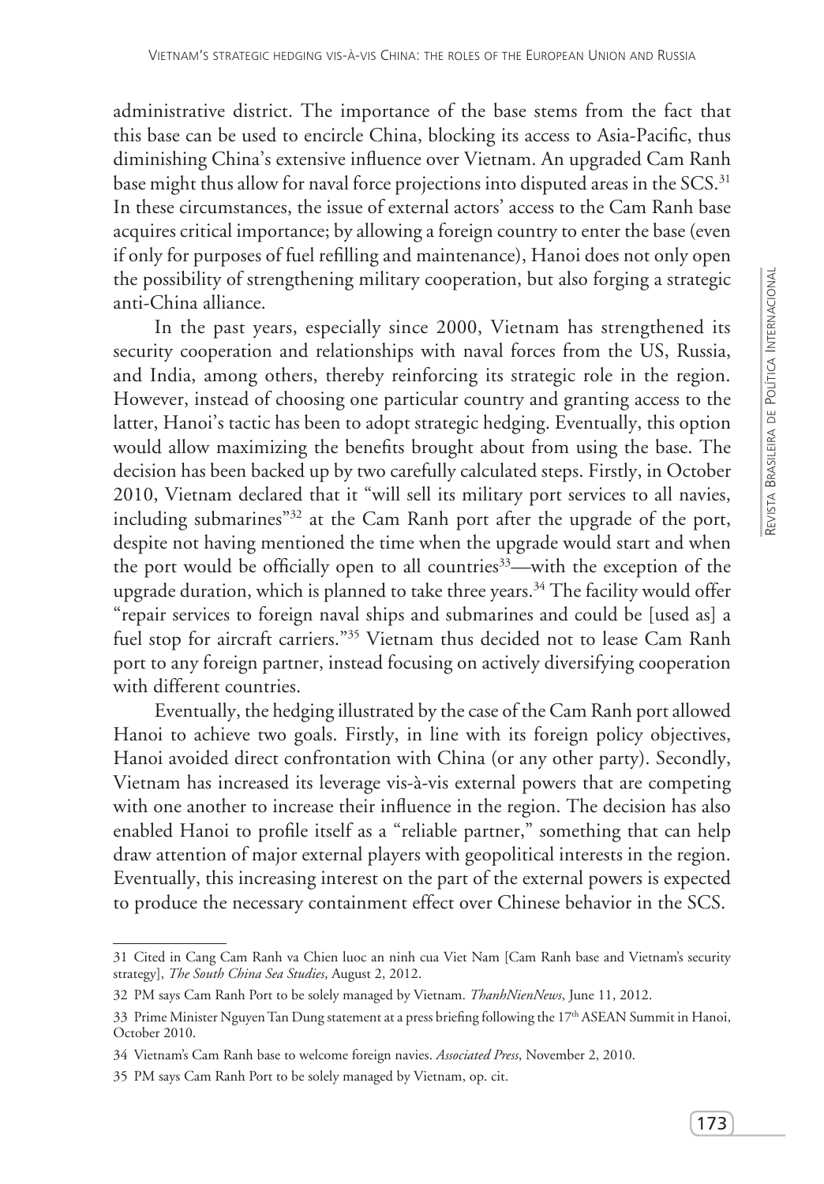administrative district. The importance of the base stems from the fact that this base can be used to encircle China, blocking its access to Asia-Pacific, thus diminishing China's extensive influence over Vietnam. An upgraded Cam Ranh base might thus allow for naval force projections into disputed areas in the SCS.[31] In these circumstances, the issue of external actors' access to the Cam Ranh base acquires critical importance; by allowing a foreign country to enter the base (even if only for purposes of fuel refilling and maintenance), Hanoi does not only open the possibility of strengthening military cooperation, but also forging a strategic anti-China alliance.

In the past years, especially since 2000, Vietnam has strengthened its security cooperation and relationships with naval forces from the US, Russia, and India, among others, thereby reinforcing its strategic role in the region. However, instead of choosing one particular country and granting access to the latter, Hanoi's tactic has been to adopt strategic hedging. Eventually, this option would allow maximizing the benefits brought about from using the base. The decision has been backed up by two carefully calculated steps. Firstly, in October 2010, Vietnam declared that it "will sell its military port services to all navies, including submarines"[32] at the Cam Ranh port after the upgrade of the port, despite not having mentioned the time when the upgrade would start and when the port would be officially open to all countries[33]—with the exception of the upgrade duration, which is planned to take three years.[34] The facility would offer "repair services to foreign naval ships and submarines and could be [used as] a fuel stop for aircraft carriers."[35] Vietnam thus decided not to lease Cam Ranh port to any foreign partner, instead focusing on actively diversifying cooperation with different countries.

Eventually, the hedging illustrated by the case of the Cam Ranh port allowed Hanoi to achieve two goals. Firstly, in line with its foreign policy objectives, Hanoi avoided direct confrontation with China (or any other party). Secondly, Vietnam has increased its leverage vis-à-vis external powers that are competing with one another to increase their influence in the region. The decision has also enabled Hanoi to profile itself as a "reliable partner," something that can help draw attention of major external players with geopolitical interests in the region. Eventually, this increasing interest on the part of the external powers is expected to produce the necessary containment effect over Chinese behavior in the SCS.

---

31 Cited in Cang Cam Ranh va Chien luoc an ninh cua Viet Nam [Cam Ranh base and Vietnam's security strategy], *The South China Sea Studies*, August 2, 2012.

32 PM says Cam Ranh Port to be solely managed by Vietnam. *ThanhNienNews*, June 11, 2012.

33 Prime Minister Nguyen Tan Dung statement at a press briefing following the 17th ASEAN Summit in Hanoi, October 2010.

34 Vietnam's Cam Ranh base to welcome foreign navies. *Associated Press*, November 2, 2010.

35 PM says Cam Ranh Port to be solely managed by Vietnam, op. cit.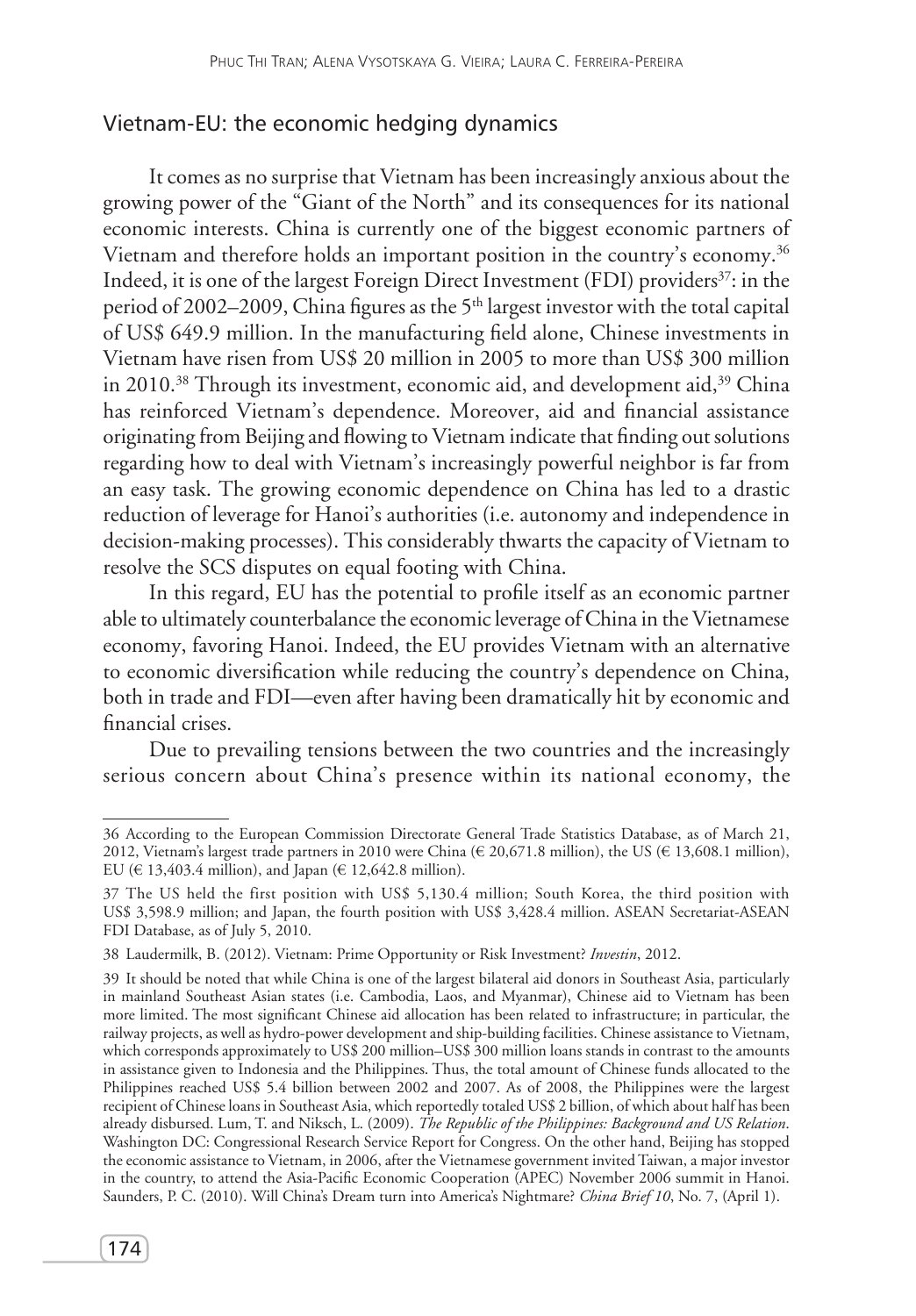## Vietnam-EU: the economic hedging dynamics

It comes as no surprise that Vietnam has been increasingly anxious about the growing power of the "Giant of the North" and its consequences for its national economic interests. China is currently one of the biggest economic partners of Vietnam and therefore holds an important position in the country's economy.[36] Indeed, it is one of the largest Foreign Direct Investment (FDI) providers[37]: in the period of 2002–2009, China figures as the 5th largest investor with the total capital of US$ 649.9 million. In the manufacturing field alone, Chinese investments in Vietnam have risen from US$ 20 million in 2005 to more than US$ 300 million in 2010.[38] Through its investment, economic aid, and development aid,[39] China has reinforced Vietnam's dependence. Moreover, aid and financial assistance originating from Beijing and flowing to Vietnam indicate that finding out solutions regarding how to deal with Vietnam's increasingly powerful neighbor is far from an easy task. The growing economic dependence on China has led to a drastic reduction of leverage for Hanoi's authorities (i.e. autonomy and independence in decision-making processes). This considerably thwarts the capacity of Vietnam to resolve the SCS disputes on equal footing with China.

In this regard, EU has the potential to profile itself as an economic partner able to ultimately counterbalance the economic leverage of China in the Vietnamese economy, favoring Hanoi. Indeed, the EU provides Vietnam with an alternative to economic diversification while reducing the country's dependence on China, both in trade and FDI—even after having been dramatically hit by economic and financial crises.

Due to prevailing tensions between the two countries and the increasingly serious concern about China's presence within its national economy, the

---

36 According to the European Commission Directorate General Trade Statistics Database, as of March 21, 2012, Vietnam's largest trade partners in 2010 were China (€ 20,671.8 million), the US (€ 13,608.1 million), EU (€ 13,403.4 million), and Japan (€ 12,642.8 million).

37 The US held the first position with US$ 5,130.4 million; South Korea, the third position with US$ 3,598.9 million; and Japan, the fourth position with US$ 3,428.4 million. ASEAN Secretariat-ASEAN FDI Database, as of July 5, 2010.

38 Laudermilk, B. (2012). Vietnam: Prime Opportunity or Risk Investment? *Investin*, 2012.

39 It should be noted that while China is one of the largest bilateral aid donors in Southeast Asia, particularly in mainland Southeast Asian states (i.e. Cambodia, Laos, and Myanmar), Chinese aid to Vietnam has been more limited. The most significant Chinese aid allocation has been related to infrastructure; in particular, the railway projects, as well as hydro-power development and ship-building facilities. Chinese assistance to Vietnam, which corresponds approximately to US$ 200 million–US$ 300 million loans stands in contrast to the amounts in assistance given to Indonesia and the Philippines. Thus, the total amount of Chinese funds allocated to the Philippines reached US$ 5.4 billion between 2002 and 2007. As of 2008, the Philippines were the largest recipient of Chinese loans in Southeast Asia, which reportedly totaled US$ 2 billion, of which about half has been already disbursed. Lum, T. and Niksch, L. (2009). *The Republic of the Philippines: Background and US Relation*. Washington DC: Congressional Research Service Report for Congress. On the other hand, Beijing has stopped the economic assistance to Vietnam, in 2006, after the Vietnamese government invited Taiwan, a major investor in the country, to attend the Asia-Pacific Economic Cooperation (APEC) November 2006 summit in Hanoi. Saunders, P. C. (2010). Will China's Dream turn into America's Nightmare? *China Brief 10*, No. 7, (April 1).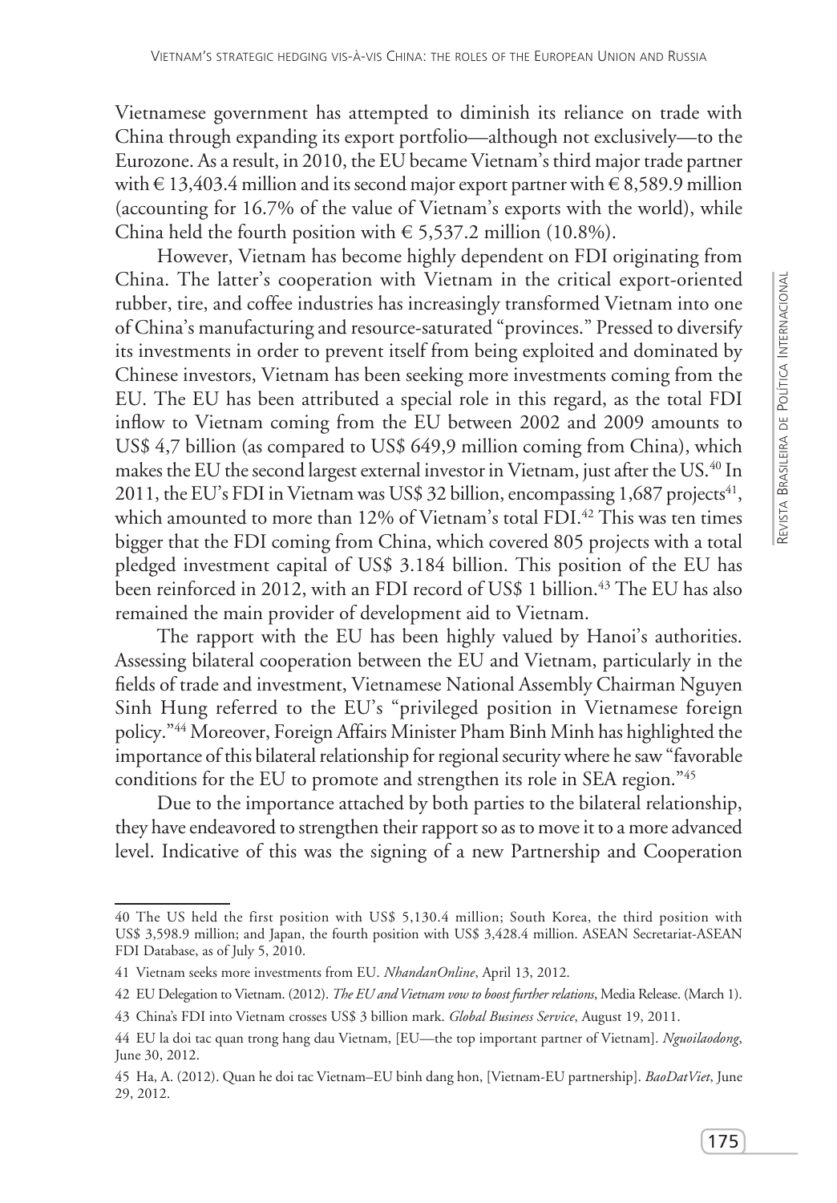Vietnamese government has attempted to diminish its reliance on trade with China through expanding its export portfolio—although not exclusively—to the Eurozone. As a result, in 2010, the EU became Vietnam's third major trade partner with € 13,403.4 million and its second major export partner with € 8,589.9 million (accounting for 16.7% of the value of Vietnam's exports with the world), while China held the fourth position with € 5,537.2 million (10.8%).

However, Vietnam has become highly dependent on FDI originating from China. The latter's cooperation with Vietnam in the critical export-oriented rubber, tire, and coffee industries has increasingly transformed Vietnam into one of China's manufacturing and resource-saturated "provinces." Pressed to diversify its investments in order to prevent itself from being exploited and dominated by Chinese investors, Vietnam has been seeking more investments coming from the EU. The EU has been attributed a special role in this regard, as the total FDI inflow to Vietnam coming from the EU between 2002 and 2009 amounts to US$ 4,7 billion (as compared to US$ 649,9 million coming from China), which makes the EU the second largest external investor in Vietnam, just after the US.[40] In 2011, the EU's FDI in Vietnam was US$ 32 billion, encompassing 1,687 projects[41], which amounted to more than 12% of Vietnam's total FDI.[42] This was ten times bigger that the FDI coming from China, which covered 805 projects with a total pledged investment capital of US$ 3.184 billion. This position of the EU has been reinforced in 2012, with an FDI record of US$ 1 billion.[43] The EU has also remained the main provider of development aid to Vietnam.

The rapport with the EU has been highly valued by Hanoi's authorities. Assessing bilateral cooperation between the EU and Vietnam, particularly in the fields of trade and investment, Vietnamese National Assembly Chairman Nguyen Sinh Hung referred to the EU's "privileged position in Vietnamese foreign policy."[44] Moreover, Foreign Affairs Minister Pham Binh Minh has highlighted the importance of this bilateral relationship for regional security where he saw "favorable conditions for the EU to promote and strengthen its role in SEA region."[45]

Due to the importance attached by both parties to the bilateral relationship, they have endeavored to strengthen their rapport so as to move it to a more advanced level. Indicative of this was the signing of a new Partnership and Cooperation

---

40 The US held the first position with US$ 5,130.4 million; South Korea, the third position with US$ 3,598.9 million; and Japan, the fourth position with US$ 3,428.4 million. ASEAN Secretariat-ASEAN FDI Database, as of July 5, 2010.

41 Vietnam seeks more investments from EU. *NhandanOnline*, April 13, 2012.

42 EU Delegation to Vietnam. (2012). *The EU and Vietnam vow to boost further relations*, Media Release. (March 1).

43 China's FDI into Vietnam crosses US$ 3 billion mark. *Global Business Service*, August 19, 2011.

44 EU la doi tac quan trong hang dau Vietnam, [EU—the top important partner of Vietnam]. *Nguoilaodong*, June 30, 2012.

45 Ha, A. (2012). Quan he doi tac Vietnam–EU binh dang hon, [Vietnam-EU partnership]. *BaoDatViet*, June 29, 2012.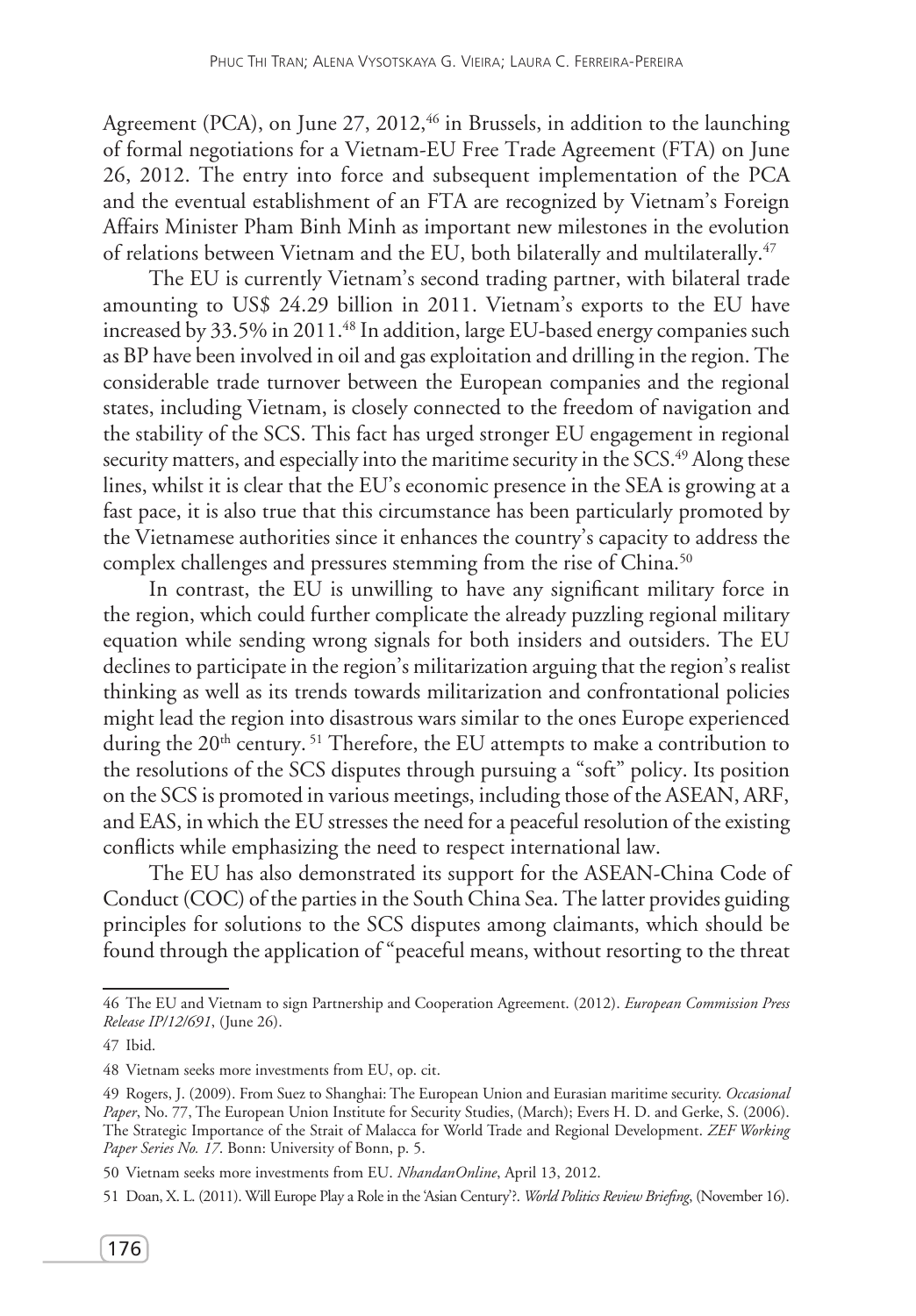Agreement (PCA), on June 27, 2012,[46] in Brussels, in addition to the launching of formal negotiations for a Vietnam-EU Free Trade Agreement (FTA) on June 26, 2012. The entry into force and subsequent implementation of the PCA and the eventual establishment of an FTA are recognized by Vietnam's Foreign Affairs Minister Pham Binh Minh as important new milestones in the evolution of relations between Vietnam and the EU, both bilaterally and multilaterally.[47]

The EU is currently Vietnam's second trading partner, with bilateral trade amounting to US$ 24.29 billion in 2011. Vietnam's exports to the EU have increased by 33.5% in 2011.[48] In addition, large EU-based energy companies such as BP have been involved in oil and gas exploitation and drilling in the region. The considerable trade turnover between the European companies and the regional states, including Vietnam, is closely connected to the freedom of navigation and the stability of the SCS. This fact has urged stronger EU engagement in regional security matters, and especially into the maritime security in the SCS.[49] Along these lines, whilst it is clear that the EU's economic presence in the SEA is growing at a fast pace, it is also true that this circumstance has been particularly promoted by the Vietnamese authorities since it enhances the country's capacity to address the complex challenges and pressures stemming from the rise of China.[50]

In contrast, the EU is unwilling to have any significant military force in the region, which could further complicate the already puzzling regional military equation while sending wrong signals for both insiders and outsiders. The EU declines to participate in the region's militarization arguing that the region's realist thinking as well as its trends towards militarization and confrontational policies might lead the region into disastrous wars similar to the ones Europe experienced during the 20th century.[51] Therefore, the EU attempts to make a contribution to the resolutions of the SCS disputes through pursuing a "soft" policy. Its position on the SCS is promoted in various meetings, including those of the ASEAN, ARF, and EAS, in which the EU stresses the need for a peaceful resolution of the existing conflicts while emphasizing the need to respect international law.

The EU has also demonstrated its support for the ASEAN-China Code of Conduct (COC) of the parties in the South China Sea. The latter provides guiding principles for solutions to the SCS disputes among claimants, which should be found through the application of "peaceful means, without resorting to the threat

---

46 The EU and Vietnam to sign Partnership and Cooperation Agreement. (2012). *European Commission Press Release IP/12/691*, (June 26).

47 Ibid.

48 Vietnam seeks more investments from EU, op. cit.

49 Rogers, J. (2009). From Suez to Shanghai: The European Union and Eurasian maritime security. *Occasional Paper*, No. 77, The European Union Institute for Security Studies, (March); Evers H. D. and Gerke, S. (2006). The Strategic Importance of the Strait of Malacca for World Trade and Regional Development. *ZEF Working Paper Series No. 17*. Bonn: University of Bonn, p. 5.

50 Vietnam seeks more investments from EU. *NhandanOnline*, April 13, 2012.

51 Doan, X. L. (2011). Will Europe Play a Role in the 'Asian Century'?. *World Politics Review Briefing*, (November 16).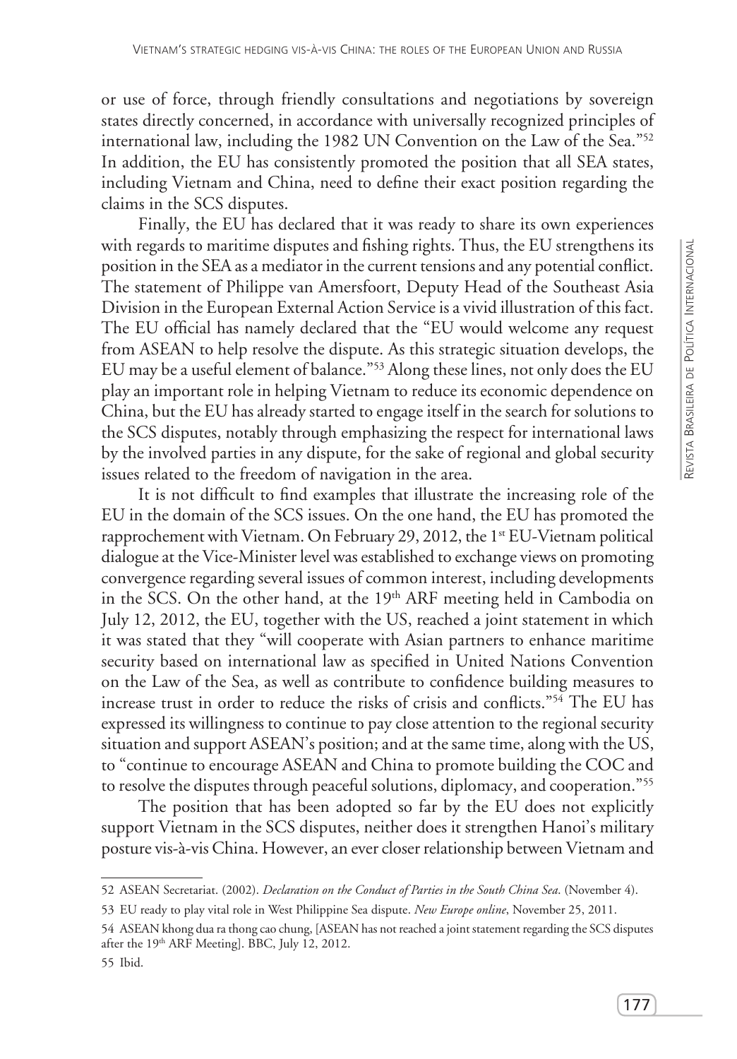or use of force, through friendly consultations and negotiations by sovereign states directly concerned, in accordance with universally recognized principles of international law, including the 1982 UN Convention on the Law of the Sea."[52] In addition, the EU has consistently promoted the position that all SEA states, including Vietnam and China, need to define their exact position regarding the claims in the SCS disputes.

Finally, the EU has declared that it was ready to share its own experiences with regards to maritime disputes and fishing rights. Thus, the EU strengthens its position in the SEA as a mediator in the current tensions and any potential conflict. The statement of Philippe van Amersfoort, Deputy Head of the Southeast Asia Division in the European External Action Service is a vivid illustration of this fact. The EU official has namely declared that the "EU would welcome any request from ASEAN to help resolve the dispute. As this strategic situation develops, the EU may be a useful element of balance."[53] Along these lines, not only does the EU play an important role in helping Vietnam to reduce its economic dependence on China, but the EU has already started to engage itself in the search for solutions to the SCS disputes, notably through emphasizing the respect for international laws by the involved parties in any dispute, for the sake of regional and global security issues related to the freedom of navigation in the area.

It is not difficult to find examples that illustrate the increasing role of the EU in the domain of the SCS issues. On the one hand, the EU has promoted the rapprochement with Vietnam. On February 29, 2012, the 1st EU-Vietnam political dialogue at the Vice-Minister level was established to exchange views on promoting convergence regarding several issues of common interest, including developments in the SCS. On the other hand, at the 19th ARF meeting held in Cambodia on July 12, 2012, the EU, together with the US, reached a joint statement in which it was stated that they "will cooperate with Asian partners to enhance maritime security based on international law as specified in United Nations Convention on the Law of the Sea, as well as contribute to confidence building measures to increase trust in order to reduce the risks of crisis and conflicts."[54] The EU has expressed its willingness to continue to pay close attention to the regional security situation and support ASEAN's position; and at the same time, along with the US, to "continue to encourage ASEAN and China to promote building the COC and to resolve the disputes through peaceful solutions, diplomacy, and cooperation."[55]

The position that has been adopted so far by the EU does not explicitly support Vietnam in the SCS disputes, neither does it strengthen Hanoi's military posture vis-à-vis China. However, an ever closer relationship between Vietnam and

---

52 ASEAN Secretariat. (2002). *Declaration on the Conduct of Parties in the South China Sea*. (November 4).

53 EU ready to play vital role in West Philippine Sea dispute. *New Europe online*, November 25, 2011.

54 ASEAN khong dua ra thong cao chung, [ASEAN has not reached a joint statement regarding the SCS disputes after the 19th ARF Meeting]. BBC, July 12, 2012.

55 Ibid.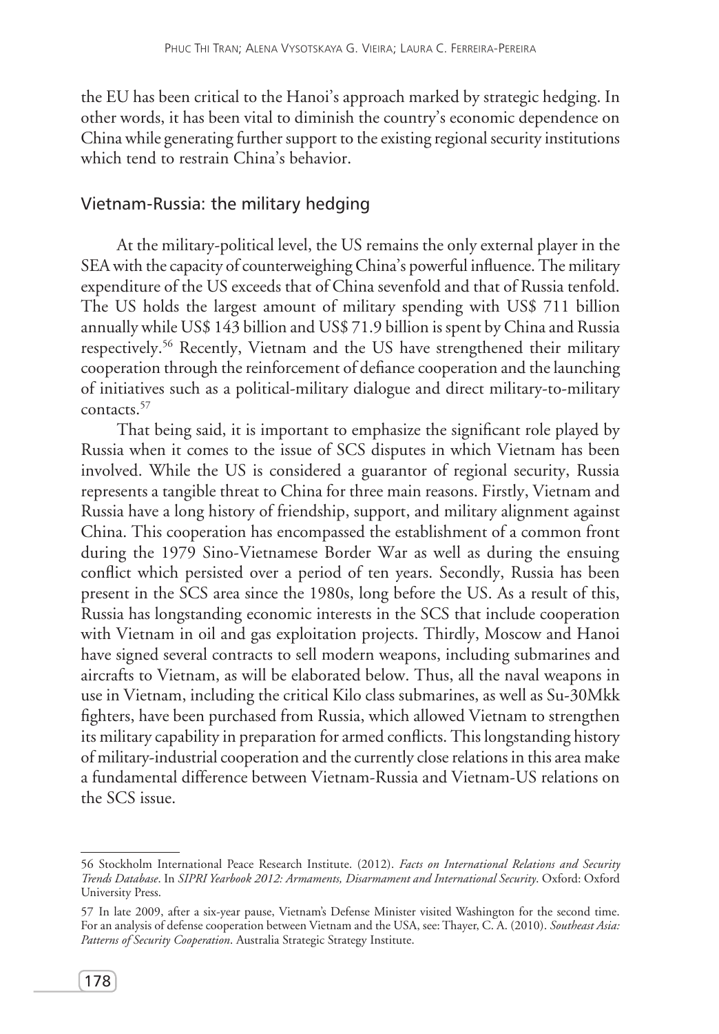the EU has been critical to the Hanoi's approach marked by strategic hedging. In other words, it has been vital to diminish the country's economic dependence on China while generating further support to the existing regional security institutions which tend to restrain China's behavior.

## Vietnam-Russia: the military hedging

At the military-political level, the US remains the only external player in the SEA with the capacity of counterweighing China's powerful influence. The military expenditure of the US exceeds that of China sevenfold and that of Russia tenfold. The US holds the largest amount of military spending with US$ 711 billion annually while US$ 143 billion and US$ 71.9 billion is spent by China and Russia respectively.[56] Recently, Vietnam and the US have strengthened their military cooperation through the reinforcement of defiance cooperation and the launching of initiatives such as a political-military dialogue and direct military-to-military contacts.[57]

That being said, it is important to emphasize the significant role played by Russia when it comes to the issue of SCS disputes in which Vietnam has been involved. While the US is considered a guarantor of regional security, Russia represents a tangible threat to China for three main reasons. Firstly, Vietnam and Russia have a long history of friendship, support, and military alignment against China. This cooperation has encompassed the establishment of a common front during the 1979 Sino-Vietnamese Border War as well as during the ensuing conflict which persisted over a period of ten years. Secondly, Russia has been present in the SCS area since the 1980s, long before the US. As a result of this, Russia has longstanding economic interests in the SCS that include cooperation with Vietnam in oil and gas exploitation projects. Thirdly, Moscow and Hanoi have signed several contracts to sell modern weapons, including submarines and aircrafts to Vietnam, as will be elaborated below. Thus, all the naval weapons in use in Vietnam, including the critical Kilo class submarines, as well as Su-30Mkk fighters, have been purchased from Russia, which allowed Vietnam to strengthen its military capability in preparation for armed conflicts. This longstanding history of military-industrial cooperation and the currently close relations in this area make a fundamental difference between Vietnam-Russia and Vietnam-US relations on the SCS issue.

---

56 Stockholm International Peace Research Institute. (2012). *Facts on International Relations and Security Trends Database*. In *SIPRI Yearbook 2012: Armaments, Disarmament and International Security*. Oxford: Oxford University Press.

57 In late 2009, after a six-year pause, Vietnam's Defense Minister visited Washington for the second time. For an analysis of defense cooperation between Vietnam and the USA, see: Thayer, C. A. (2010). *Southeast Asia: Patterns of Security Cooperation*. Australia Strategic Strategy Institute.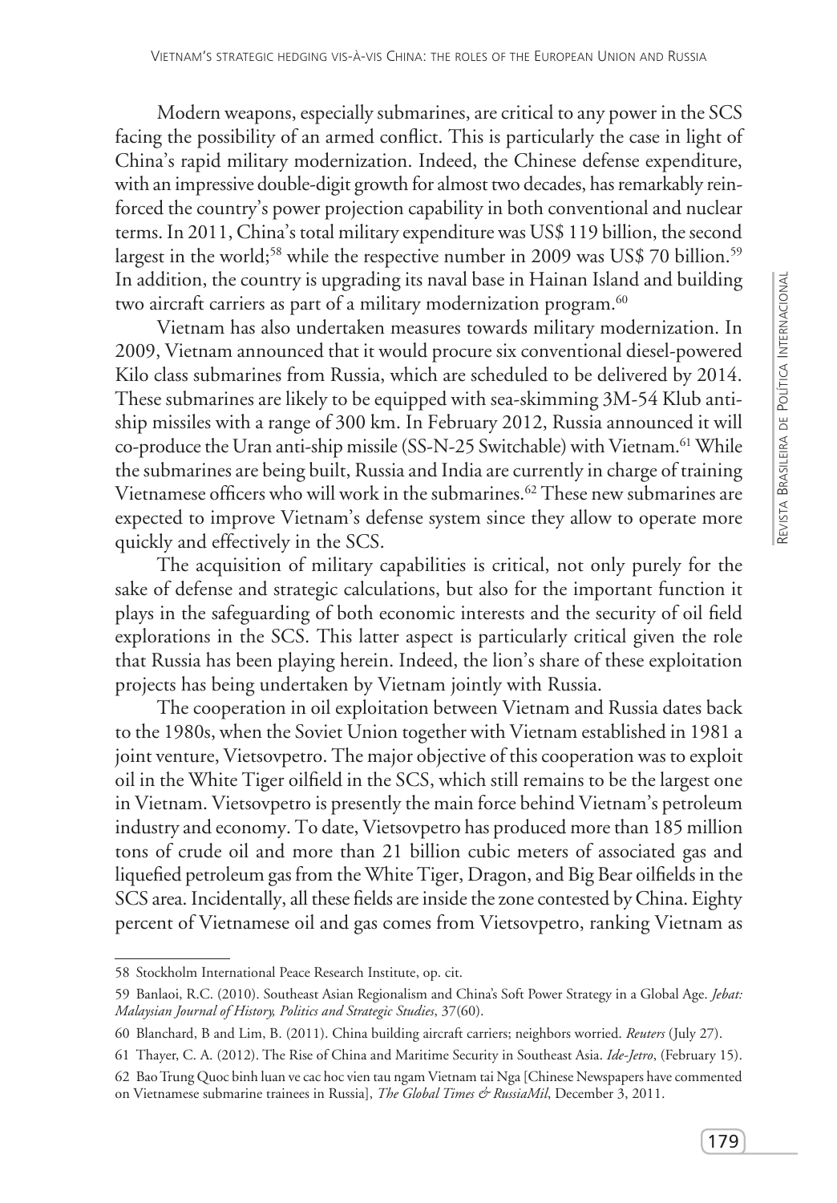Modern weapons, especially submarines, are critical to any power in the SCS facing the possibility of an armed conflict. This is particularly the case in light of China's rapid military modernization. Indeed, the Chinese defense expenditure, with an impressive double-digit growth for almost two decades, has remarkably reinforced the country's power projection capability in both conventional and nuclear terms. In 2011, China's total military expenditure was US$ 119 billion, the second largest in the world;[58] while the respective number in 2009 was US$ 70 billion.[59] In addition, the country is upgrading its naval base in Hainan Island and building two aircraft carriers as part of a military modernization program.[60]

Vietnam has also undertaken measures towards military modernization. In 2009, Vietnam announced that it would procure six conventional diesel-powered Kilo class submarines from Russia, which are scheduled to be delivered by 2014. These submarines are likely to be equipped with sea-skimming 3M-54 Klub anti-ship missiles with a range of 300 km. In February 2012, Russia announced it will co-produce the Uran anti-ship missile (SS-N-25 Switchable) with Vietnam.[61] While the submarines are being built, Russia and India are currently in charge of training Vietnamese officers who will work in the submarines.[62] These new submarines are expected to improve Vietnam's defense system since they allow to operate more quickly and effectively in the SCS.

The acquisition of military capabilities is critical, not only purely for the sake of defense and strategic calculations, but also for the important function it plays in the safeguarding of both economic interests and the security of oil field explorations in the SCS. This latter aspect is particularly critical given the role that Russia has been playing herein. Indeed, the lion's share of these exploitation projects has being undertaken by Vietnam jointly with Russia.

The cooperation in oil exploitation between Vietnam and Russia dates back to the 1980s, when the Soviet Union together with Vietnam established in 1981 a joint venture, Vietsovpetro. The major objective of this cooperation was to exploit oil in the White Tiger oilfield in the SCS, which still remains to be the largest one in Vietnam. Vietsovpetro is presently the main force behind Vietnam's petroleum industry and economy. To date, Vietsovpetro has produced more than 185 million tons of crude oil and more than 21 billion cubic meters of associated gas and liquefied petroleum gas from the White Tiger, Dragon, and Big Bear oilfields in the SCS area. Incidentally, all these fields are inside the zone contested by China. Eighty percent of Vietnamese oil and gas comes from Vietsovpetro, ranking Vietnam as

---

58 Stockholm International Peace Research Institute, op. cit.

59 Banlaoi, R.C. (2010). Southeast Asian Regionalism and China's Soft Power Strategy in a Global Age. *Jebat: Malaysian Journal of History, Politics and Strategic Studies*, 37(60).

60 Blanchard, B and Lim, B. (2011). China building aircraft carriers; neighbors worried. *Reuters* (July 27).

61 Thayer, C. A. (2012). The Rise of China and Maritime Security in Southeast Asia. *Ide-Jetro*, (February 15).

62 Bao Trung Quoc binh luan ve cac hoc vien tau ngam Vietnam tai Nga [Chinese Newspapers have commented on Vietnamese submarine trainees in Russia], *The Global Times & RussiaMil*, December 3, 2011.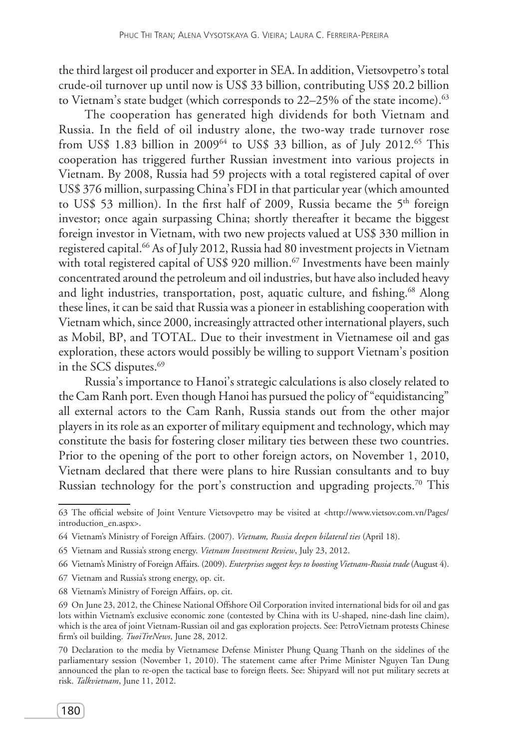the third largest oil producer and exporter in SEA. In addition, Vietsovpetro's total crude-oil turnover up until now is US$ 33 billion, contributing US$ 20.2 billion to Vietnam's state budget (which corresponds to 22–25% of the state income).[63]

The cooperation has generated high dividends for both Vietnam and Russia. In the field of oil industry alone, the two-way trade turnover rose from US$ 1.83 billion in 2009[64] to US$ 33 billion, as of July 2012.[65] This cooperation has triggered further Russian investment into various projects in Vietnam. By 2008, Russia had 59 projects with a total registered capital of over US$ 376 million, surpassing China's FDI in that particular year (which amounted to US$ 53 million). In the first half of 2009, Russia became the 5th foreign investor; once again surpassing China; shortly thereafter it became the biggest foreign investor in Vietnam, with two new projects valued at US$ 330 million in registered capital.[66] As of July 2012, Russia had 80 investment projects in Vietnam with total registered capital of US$ 920 million.[67] Investments have been mainly concentrated around the petroleum and oil industries, but have also included heavy and light industries, transportation, post, aquatic culture, and fishing.[68] Along these lines, it can be said that Russia was a pioneer in establishing cooperation with Vietnam which, since 2000, increasingly attracted other international players, such as Mobil, BP, and TOTAL. Due to their investment in Vietnamese oil and gas exploration, these actors would possibly be willing to support Vietnam's position in the SCS disputes.[69]

Russia's importance to Hanoi's strategic calculations is also closely related to the Cam Ranh port. Even though Hanoi has pursued the policy of "equidistancing" all external actors to the Cam Ranh, Russia stands out from the other major players in its role as an exporter of military equipment and technology, which may constitute the basis for fostering closer military ties between these two countries. Prior to the opening of the port to other foreign actors, on November 1, 2010, Vietnam declared that there were plans to hire Russian consultants and to buy Russian technology for the port's construction and upgrading projects.[70] This

---

63 The official website of Joint Venture Vietsovpetro may be visited at <http://www.vietsov.com.vn/Pages/introduction_en.aspx>.

64 Vietnam's Ministry of Foreign Affairs. (2007). *Vietnam, Russia deepen bilateral ties* (April 18).

65 Vietnam and Russia's strong energy. *Vietnam Investment Review*, July 23, 2012.

66 Vietnam's Ministry of Foreign Affairs. (2009). *Enterprises suggest keys to boosting Vietnam-Russia trade* (August 4).

67 Vietnam and Russia's strong energy, op. cit.

68 Vietnam's Ministry of Foreign Affairs, op. cit.

69 On June 23, 2012, the Chinese National Offshore Oil Corporation invited international bids for oil and gas lots within Vietnam's exclusive economic zone (contested by China with its U-shaped, nine-dash line claim), which is the area of joint Vietnam-Russian oil and gas exploration projects. See: PetroVietnam protests Chinese firm's oil building. *TuoiTreNews*, June 28, 2012.

70 Declaration to the media by Vietnamese Defense Minister Phung Quang Thanh on the sidelines of the parliamentary session (November 1, 2010). The statement came after Prime Minister Nguyen Tan Dung announced the plan to re-open the tactical base to foreign fleets. See: Shipyard will not put military secrets at risk. *Talkvietnam*, June 11, 2012.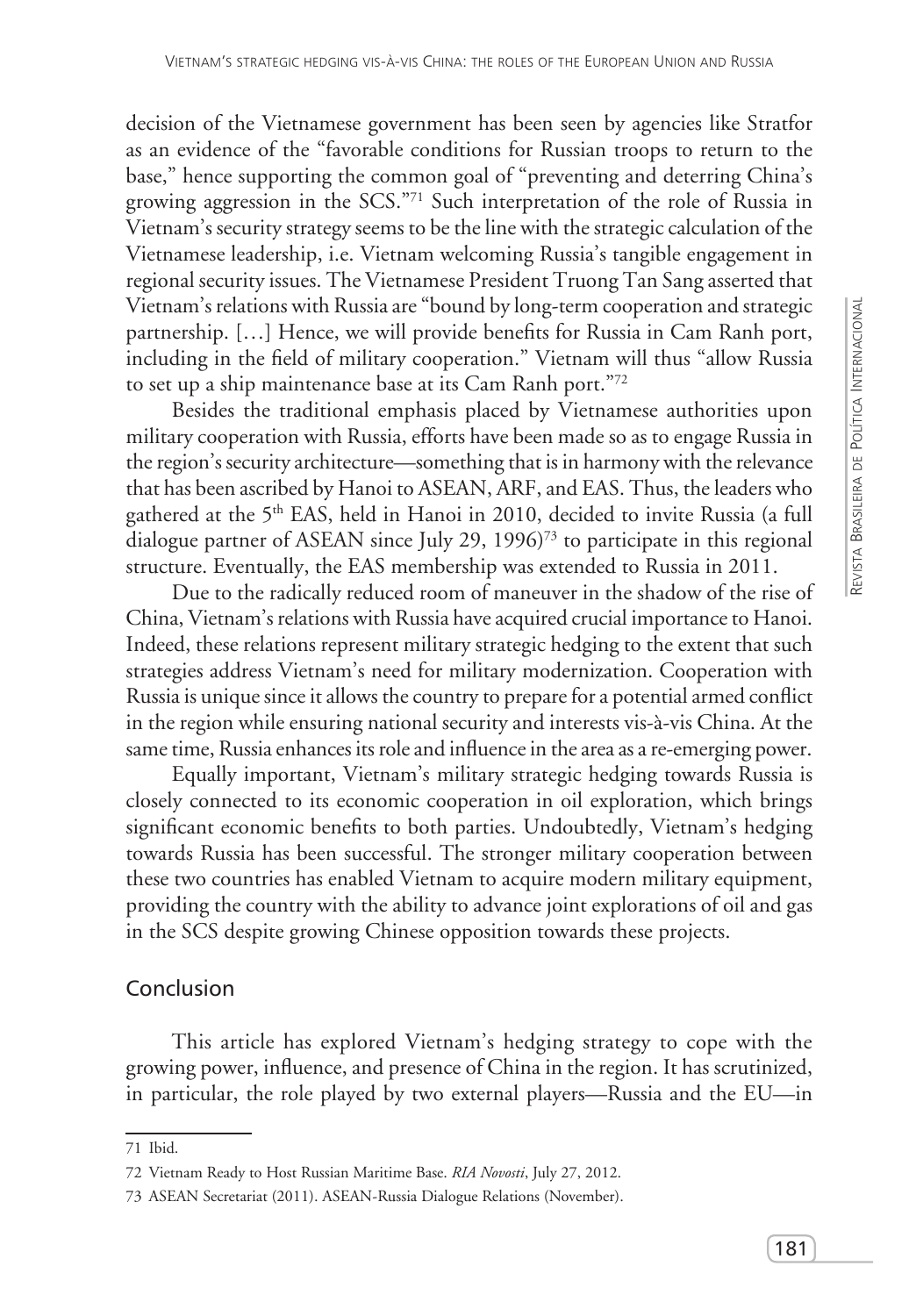decision of the Vietnamese government has been seen by agencies like Stratfor as an evidence of the "favorable conditions for Russian troops to return to the base," hence supporting the common goal of "preventing and deterring China's growing aggression in the SCS."[71] Such interpretation of the role of Russia in Vietnam's security strategy seems to be the line with the strategic calculation of the Vietnamese leadership, i.e. Vietnam welcoming Russia's tangible engagement in regional security issues. The Vietnamese President Truong Tan Sang asserted that Vietnam's relations with Russia are "bound by long-term cooperation and strategic partnership. […] Hence, we will provide benefits for Russia in Cam Ranh port, including in the field of military cooperation." Vietnam will thus "allow Russia to set up a ship maintenance base at its Cam Ranh port."[72]

Besides the traditional emphasis placed by Vietnamese authorities upon military cooperation with Russia, efforts have been made so as to engage Russia in the region's security architecture—something that is in harmony with the relevance that has been ascribed by Hanoi to ASEAN, ARF, and EAS. Thus, the leaders who gathered at the 5th EAS, held in Hanoi in 2010, decided to invite Russia (a full dialogue partner of ASEAN since July 29, 1996)[73] to participate in this regional structure. Eventually, the EAS membership was extended to Russia in 2011.

Due to the radically reduced room of maneuver in the shadow of the rise of China, Vietnam's relations with Russia have acquired crucial importance to Hanoi. Indeed, these relations represent military strategic hedging to the extent that such strategies address Vietnam's need for military modernization. Cooperation with Russia is unique since it allows the country to prepare for a potential armed conflict in the region while ensuring national security and interests vis-à-vis China. At the same time, Russia enhances its role and influence in the area as a re-emerging power.

Equally important, Vietnam's military strategic hedging towards Russia is closely connected to its economic cooperation in oil exploration, which brings significant economic benefits to both parties. Undoubtedly, Vietnam's hedging towards Russia has been successful. The stronger military cooperation between these two countries has enabled Vietnam to acquire modern military equipment, providing the country with the ability to advance joint explorations of oil and gas in the SCS despite growing Chinese opposition towards these projects.

## Conclusion

This article has explored Vietnam's hedging strategy to cope with the growing power, influence, and presence of China in the region. It has scrutinized, in particular, the role played by two external players—Russia and the EU—in

---

71 Ibid.

72 Vietnam Ready to Host Russian Maritime Base. *RIA Novosti*, July 27, 2012.

73 ASEAN Secretariat (2011). ASEAN-Russia Dialogue Relations (November).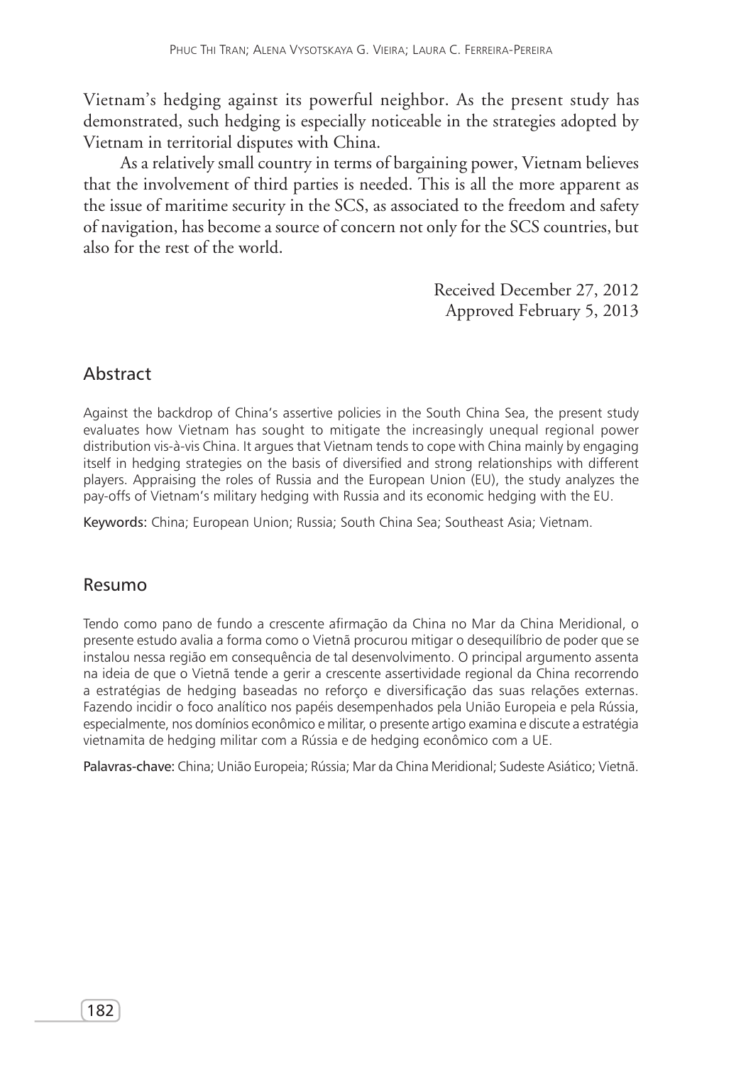Vietnam's hedging against its powerful neighbor. As the present study has demonstrated, such hedging is especially noticeable in the strategies adopted by Vietnam in territorial disputes with China.

As a relatively small country in terms of bargaining power, Vietnam believes that the involvement of third parties is needed. This is all the more apparent as the issue of maritime security in the SCS, as associated to the freedom and safety of navigation, has become a source of concern not only for the SCS countries, but also for the rest of the world.

Received December 27, 2012
Approved February 5, 2013

## Abstract

Against the backdrop of China's assertive policies in the South China Sea, the present study evaluates how Vietnam has sought to mitigate the increasingly unequal regional power distribution vis-à-vis China. It argues that Vietnam tends to cope with China mainly by engaging itself in hedging strategies on the basis of diversified and strong relationships with different players. Appraising the roles of Russia and the European Union (EU), the study analyzes the pay-offs of Vietnam's military hedging with Russia and its economic hedging with the EU.

**Keywords**: China; European Union; Russia; South China Sea; Southeast Asia; Vietnam.

## Resumo

Tendo como pano de fundo a crescente afirmação da China no Mar da China Meridional, o presente estudo avalia a forma como o Vietnã procurou mitigar o desequilíbrio de poder que se instalou nessa região em consequência de tal desenvolvimento. O principal argumento assenta na ideia de que o Vietnã tende a gerir a crescente assertividade regional da China recorrendo a estratégias de hedging baseadas no reforço e diversificação das suas relações externas. Fazendo incidir o foco analítico nos papéis desempenhados pela União Europeia e pela Rússia, especialmente, nos domínios econômico e militar, o presente artigo examina e discute a estratégia vietnamita de hedging militar com a Rússia e de hedging econômico com a UE.

**Palavras-chave:** China; União Europeia; Rússia; Mar da China Meridional; Sudeste Asiático; Vietnã.